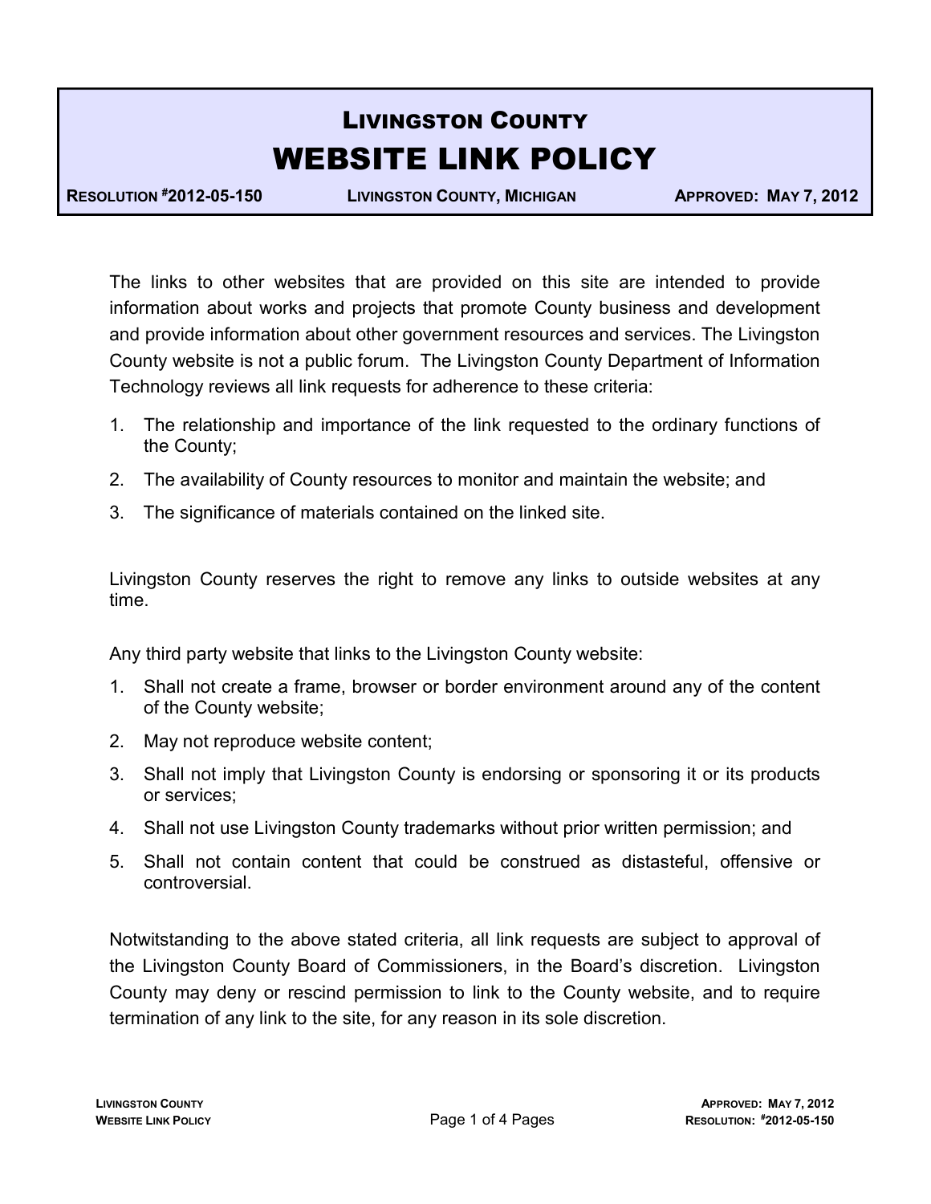# LIVINGSTON COUNTY
# WEBSITE LINK POLICY

**RESOLUTION #2012-05-150** **LIVINGSTON COUNTY, MICHIGAN** **APPROVED: MAY 7, 2012**

The links to other websites that are provided on this site are intended to provide information about works and projects that promote County business and development and provide information about other government resources and services. The Livingston County website is not a public forum. The Livingston County Department of Information Technology reviews all link requests for adherence to these criteria:

1. The relationship and importance of the link requested to the ordinary functions of the County;
2. The availability of County resources to monitor and maintain the website; and
3. The significance of materials contained on the linked site.

Livingston County reserves the right to remove any links to outside websites at any time.

Any third party website that links to the Livingston County website:

1. Shall not create a frame, browser or border environment around any of the content of the County website;
2. May not reproduce website content;
3. Shall not imply that Livingston County is endorsing or sponsoring it or its products or services;
4. Shall not use Livingston County trademarks without prior written permission; and
5. Shall not contain content that could be construed as distasteful, offensive or controversial.

Notwitstanding to the above stated criteria, all link requests are subject to approval of the Livingston County Board of Commissioners, in the Board's discretion. Livingston County may deny or rescind permission to link to the County website, and to require termination of any link to the site, for any reason in its sole discretion.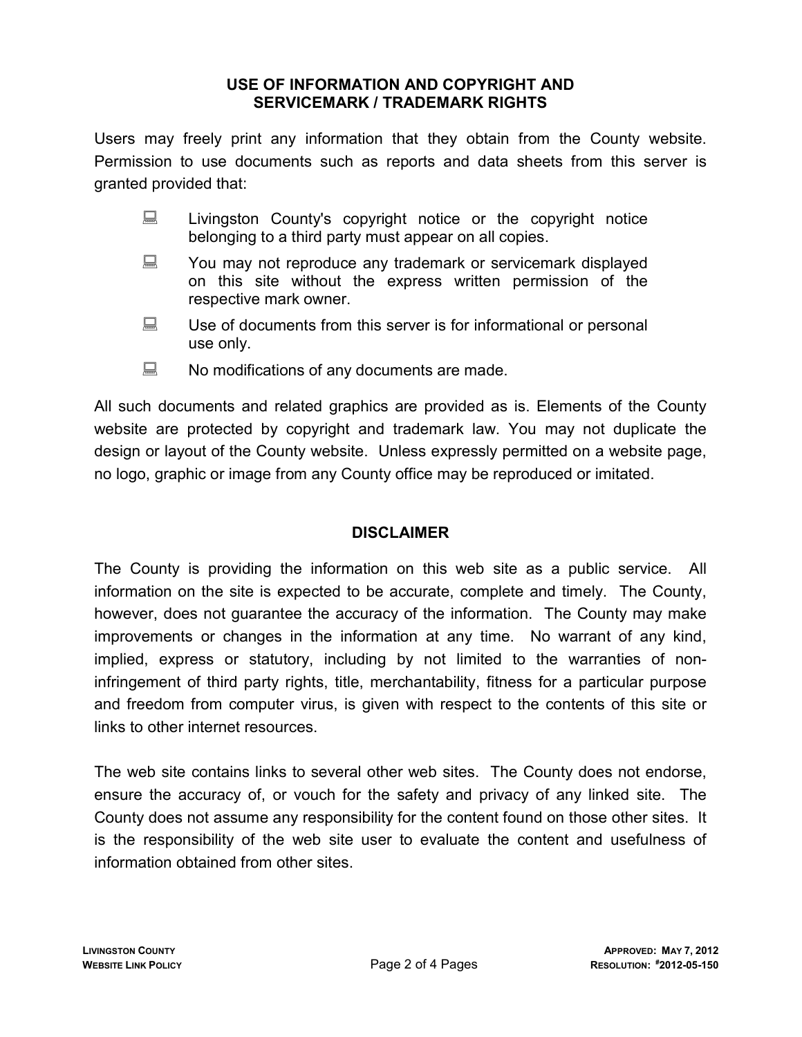## USE OF INFORMATION AND COPYRIGHT AND SERVICEMARK / TRADEMARK RIGHTS

Users may freely print any information that they obtain from the County website. Permission to use documents such as reports and data sheets from this server is granted provided that:

- Livingston County's copyright notice or the copyright notice belonging to a third party must appear on all copies.
- You may not reproduce any trademark or servicemark displayed on this site without the express written permission of the respective mark owner.
- Use of documents from this server is for informational or personal use only.
- No modifications of any documents are made.

All such documents and related graphics are provided as is. Elements of the County website are protected by copyright and trademark law. You may not duplicate the design or layout of the County website. Unless expressly permitted on a website page, no logo, graphic or image from any County office may be reproduced or imitated.

## DISCLAIMER

The County is providing the information on this web site as a public service. All information on the site is expected to be accurate, complete and timely. The County, however, does not guarantee the accuracy of the information. The County may make improvements or changes in the information at any time. No warrant of any kind, implied, express or statutory, including by not limited to the warranties of non-infringement of third party rights, title, merchantability, fitness for a particular purpose and freedom from computer virus, is given with respect to the contents of this site or links to other internet resources.

The web site contains links to several other web sites. The County does not endorse, ensure the accuracy of, or vouch for the safety and privacy of any linked site. The County does not assume any responsibility for the content found on those other sites. It is the responsibility of the web site user to evaluate the content and usefulness of information obtained from other sites.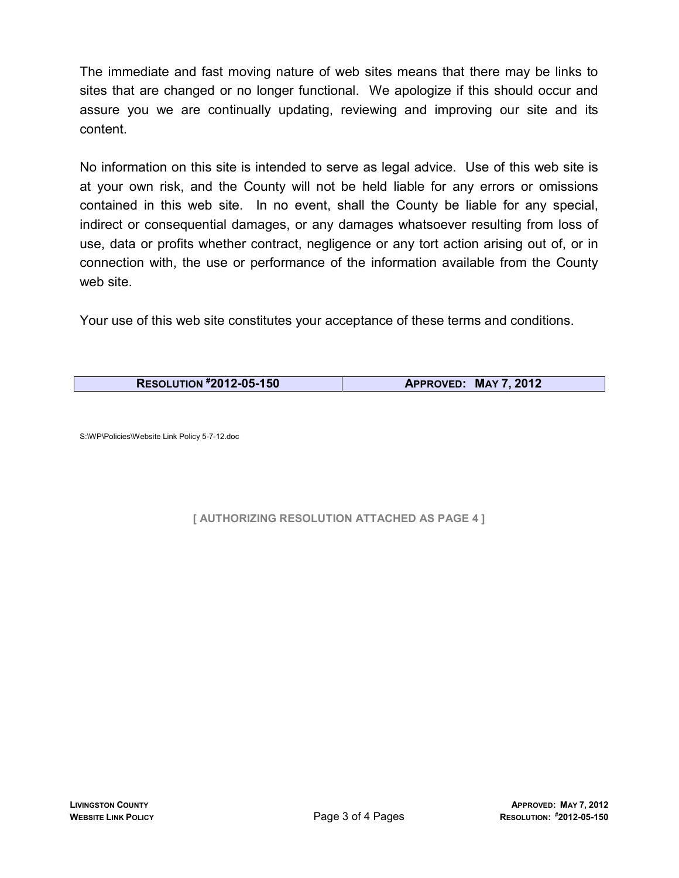The immediate and fast moving nature of web sites means that there may be links to sites that are changed or no longer functional. We apologize if this should occur and assure you we are continually updating, reviewing and improving our site and its content.

No information on this site is intended to serve as legal advice. Use of this web site is at your own risk, and the County will not be held liable for any errors or omissions contained in this web site. In no event, shall the County be liable for any special, indirect or consequential damages, or any damages whatsoever resulting from loss of use, data or profits whether contract, negligence or any tort action arising out of, or in connection with, the use or performance of the information available from the County web site.

Your use of this web site constitutes your acceptance of these terms and conditions.

| **RESOLUTION #2012-05-150** | **APPROVED: MAY 7, 2012** |
|---|---|

S:\WP\Policies\Website Link Policy 5-7-12.doc

**[ AUTHORIZING RESOLUTION ATTACHED AS PAGE 4 ]**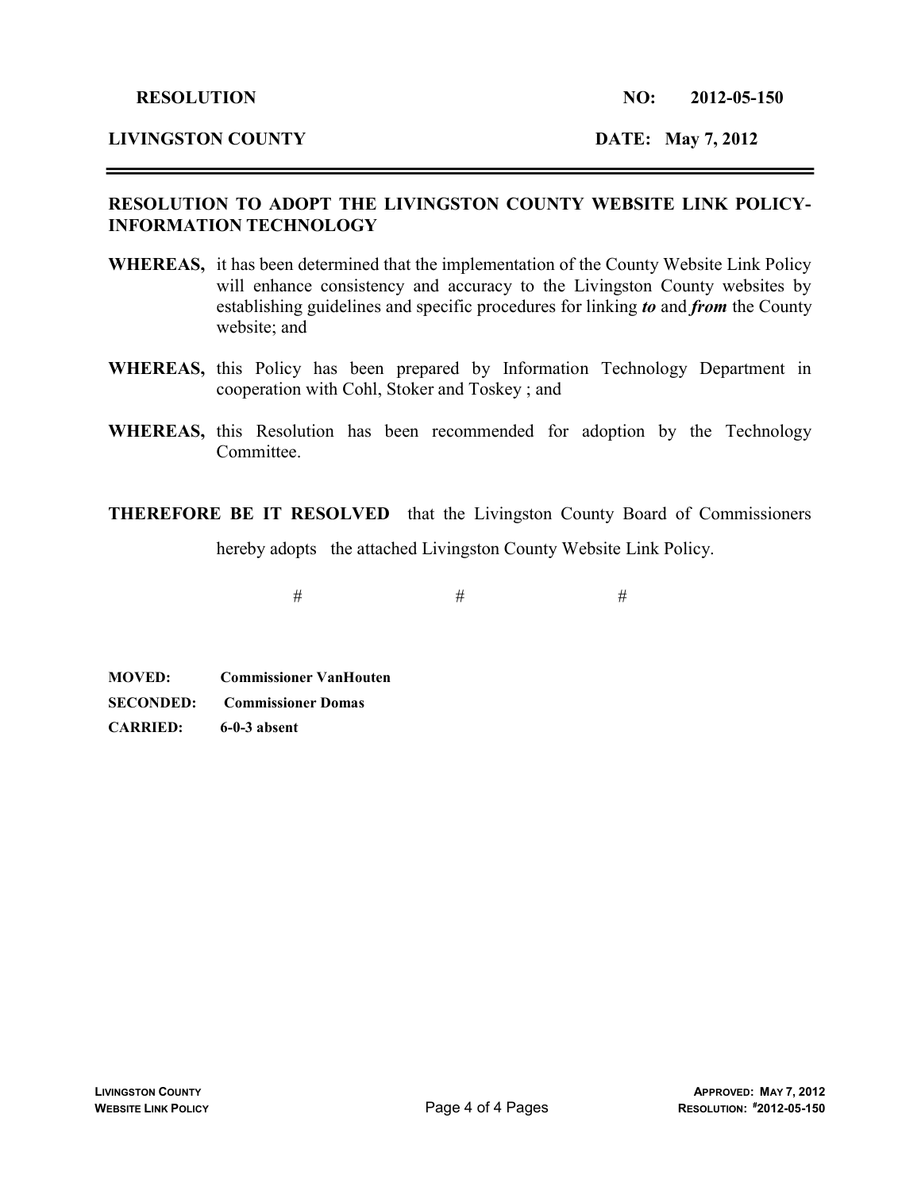**RESOLUTION** **NO: 2012-05-150**

**LIVINGSTON COUNTY** **DATE: May 7, 2012**

---

**RESOLUTION TO ADOPT THE LIVINGSTON COUNTY WEBSITE LINK POLICY-INFORMATION TECHNOLOGY**

**WHEREAS,** it has been determined that the implementation of the County Website Link Policy will enhance consistency and accuracy to the Livingston County websites by establishing guidelines and specific procedures for linking ***to*** and ***from*** the County website; and

**WHEREAS,** this Policy has been prepared by Information Technology Department in cooperation with Cohl, Stoker and Toskey ; and

**WHEREAS,** this Resolution has been recommended for adoption by the Technology Committee.

**THEREFORE BE IT RESOLVED** that the Livingston County Board of Commissioners hereby adopts the attached Livingston County Website Link Policy.

# # #

**MOVED:** **Commissioner VanHouten**

**SECONDED:** **Commissioner Domas**

**CARRIED:** **6-0-3 absent**